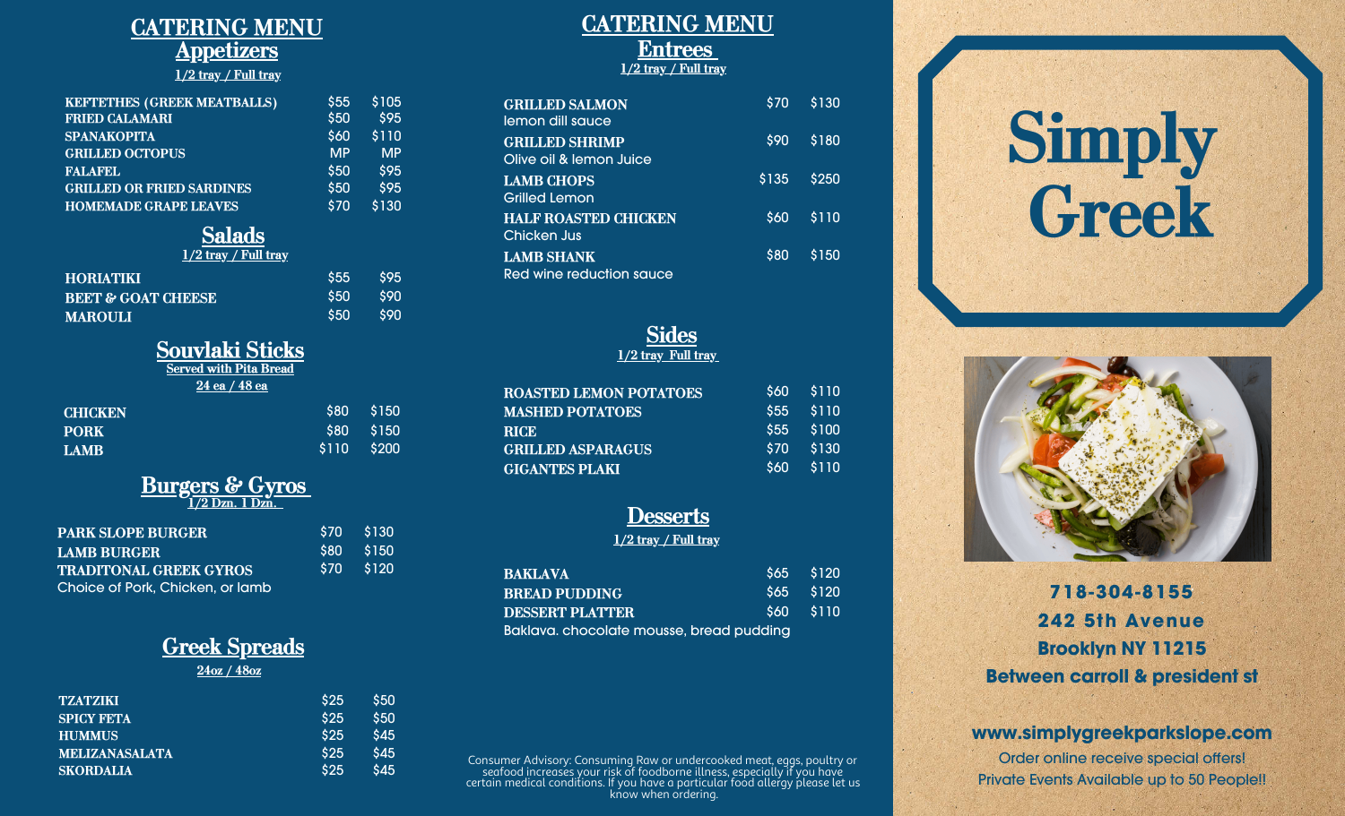# CATERING MENU

## Appetizers

1/2 tray / Full tray

| Item | 1/2 tray | Full tray |
|---|---|---|
| KEFTETHES (GREEK MEATBALLS) | $55 | $105 |
| FRIED CALAMARI | $50 | $95 |
| SPANAKOPITA | $60 | $110 |
| GRILLED OCTOPUS | MP | MP |
| FALAFEL | $50 | $95 |
| GRILLED OR FRIED SARDINES | $50 | $95 |
| HOMEMADE GRAPE LEAVES | $70 | $130 |

## Salads

1/2 tray / Full tray

| Item | 1/2 tray | Full tray |
|---|---|---|
| HORIATIKI | $55 | $95 |
| BEET & GOAT CHEESE | $50 | $90 |
| MAROULI | $50 | $90 |

## Souvlaki Sticks

Served with Pita Bread

24 ea / 48 ea

| Item | 24 ea | 48 ea |
|---|---|---|
| CHICKEN | $80 | $150 |
| PORK | $80 | $150 |
| LAMB | $110 | $200 |

## Burgers & Gyros

1/2 Dzn. 1 Dzn.

| Item | 1/2 Dzn. | 1 Dzn. |
|---|---|---|
| PARK SLOPE BURGER | $70 | $130 |
| LAMB BURGER | $80 | $150 |
| TRADITONAL GREEK GYROS<br>Choice of Pork, Chicken, or lamb | $70 | $120 |

## Greek Spreads

24oz / 48oz

| Item | 24oz | 48oz |
|---|---|---|
| TZATZIKI | $25 | $50 |
| SPICY FETA | $25 | $50 |
| HUMMUS | $25 | $45 |
| MELIZANASALATA | $25 | $45 |
| SKORDALIA | $25 | $45 |

# CATERING MENU

## Entrees

1/2 tray / Full tray

| Item | 1/2 tray | Full tray |
|---|---|---|
| GRILLED SALMON<br>lemon dill sauce | $70 | $130 |
| GRILLED SHRIMP<br>Olive oil & lemon Juice | $90 | $180 |
| LAMB CHOPS<br>Grilled Lemon | $135 | $250 |
| HALF ROASTED CHICKEN<br>Chicken Jus | $60 | $110 |
| LAMB SHANK<br>Red wine reduction sauce | $80 | $150 |

## Sides

1/2 tray Full tray

| Item | 1/2 tray | Full tray |
|---|---|---|
| ROASTED LEMON POTATOES | $60 | $110 |
| MASHED POTATOES | $55 | $110 |
| RICE | $55 | $100 |
| GRILLED ASPARAGUS | $70 | $130 |
| GIGANTES PLAKI | $60 | $110 |

## Desserts

1/2 tray / Full tray

| Item | 1/2 tray | Full tray |
|---|---|---|
| BAKLAVA | $65 | $120 |
| BREAD PUDDING | $65 | $120 |
| DESSERT PLATTER<br>Baklava. chocolate mousse, bread pudding | $60 | $110 |

Consumer Advisory: Consuming Raw or undercooked meat, eggs, poultry or seafood increases your risk of foodborne illness, especially if you have certain medical conditions. If you have a particular food allergy please let us know when ordering.

# Simply Greek

**718-304-8155**
**242 5th Avenue**
**Brooklyn NY 11215**
**Between carroll & president st**

**www.simplygreekparkslope.com**

Order online receive special offers!

Private Events Available up to 50 People!!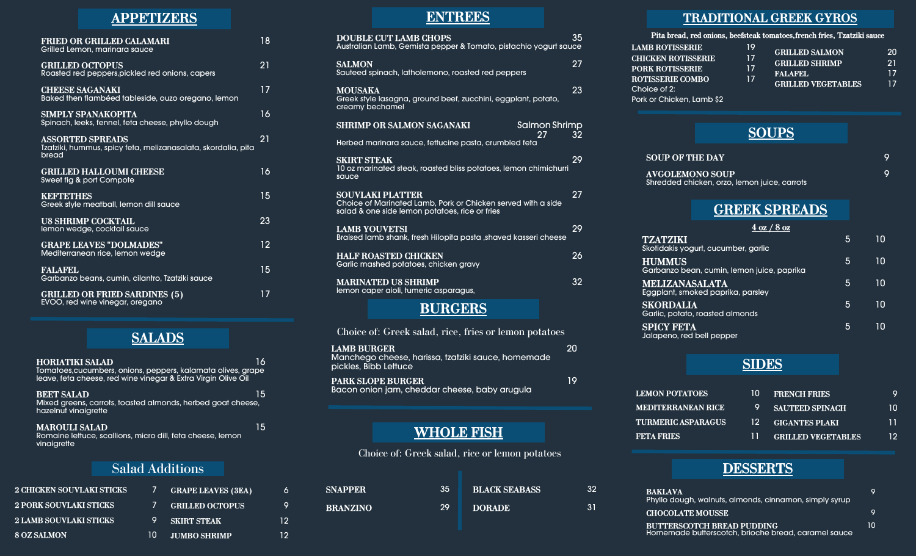## APPETIZERS

**FRIED OR GRILLED CALAMARI** 18
Grilled Lemon, marinara sauce

**GRILLED OCTOPUS** 21
Roasted red peppers,pickled red onions, capers

**CHEESE SAGANAKI** 17
Baked then flambéed tableside, ouzo oregano, lemon

**SIMPLY SPANAKOPITA** 16
Spinach, leeks, fennel, feta cheese, phyllo dough

**ASSORTED SPREADS** 21
Tzatziki, hummus, spicy feta, melizanasalata, skordalia, pita bread

**GRILLED HALLOUMI CHEESE** 16
Sweet fig & port Compote

**KEFTETHES** 15
Greek style meatball, lemon dill sauce

**U8 SHRIMP COCKTAIL** 23
lemon wedge, cocktail sauce

**GRAPE LEAVES "DOLMADES"** 12
Mediterranean rice, lemon wedge

**FALAFEL** 15
Garbanzo beans, cumin, cilantro, Tzatziki sauce

**GRILLED OR FRIED SARDINES (5)** 17
EVOO, red wine vinegar, oregano

## SALADS

**HORIATIKI SALAD** 16
Tomatoes,cucumbers, onions, peppers, kalamata olives, grape leave, feta cheese, red wine vinegar & Extra Virgin Olive Oil

**BEET SALAD** 15
Mixed greens, carrots, toasted almonds, herbed goat cheese, hazelnut vinaigrette

**MAROULI SALAD** 15
Romaine lettuce, scallions, micro dill, feta cheese, lemon vinaigrette

## Salad Additions

| | | | |
|---|---|---|---|
| 2 CHICKEN SOUVLAKI STICKS | 7 | GRAPE LEAVES (3EA) | 6 |
| 2 PORK SOUVLAKI STICKS | 7 | GRILLED OCTOPUS | 9 |
| 2 LAMB SOUVLAKI STICKS | 9 | SKIRT STEAK | 12 |
| 8 OZ SALMON | 10 | JUMBO SHRIMP | 12 |

## ENTREES

**DOUBLE CUT LAMB CHOPS** 35
Australian Lamb, Gemista pepper & Tomato, pistachio yogurt sauce

**SALMON** 27
Sauteed spinach, latholemono, roasted red peppers

**MOUSAKA** 23
Greek style lasagna, ground beef, zucchini, eggplant, potato, creamy bechamel

**SHRIMP OR SALMON SAGANAKI** Salmon 27 / Shrimp 32
Herbed marinara sauce, fettucine pasta, crumbled feta

**SKIRT STEAK** 29
10 oz marinated steak, roasted bliss potatoes, lemon chimichurri sauce

**SOUVLAKI PLATTER** 27
Choice of Marinated Lamb, Pork or Chicken served with a side salad & one side lemon potatoes, rice or fries

**LAMB YOUVETSI** 29
Braised lamb shank, fresh Hilopita pasta ,shaved kasseri cheese

**HALF ROASTED CHICKEN** 26
Garlic mashed potatoes, chicken gravy

**MARINATED U8 SHRIMP** 32
lemon caper aioli, tumeric asparagus,

## BURGERS

Choice of: Greek salad, rice, fries or lemon potatoes

**LAMB BURGER** 20
Manchego cheese, harissa, tzatziki sauce, homemade pickles, Bibb Lettuce

**PARK SLOPE BURGER** 19
Bacon onion jam, cheddar cheese, baby arugula

## WHOLE FISH

Choice of: Greek salad, rice or lemon potatoes

| | | | |
|---|---|---|---|
| SNAPPER | 35 | BLACK SEABASS | 32 |
| BRANZINO | 29 | DORADE | 31 |

## TRADITIONAL GREEK GYROS

Pita bread, red onions, beefsteak tomatoes,french fries, Tzatziki sauce

| | | | |
|---|---|---|---|
| LAMB ROTISSERIE | 19 | GRILLED SALMON | 20 |
| CHICKEN ROTISSERIE | 17 | GRILLED SHRIMP | 21 |
| PORK ROTISSERIE | 17 | FALAFEL | 17 |
| ROTISSERIE COMBO | 17 | GRILLED VEGETABLES | 17 |

Choice of 2:
Pork or Chicken, Lamb $2

## SOUPS

**SOUP OF THE DAY** 9

**AVGOLEMONO SOUP** 9
Shredded chicken, orzo, lemon juice, carrots

## GREEK SPREADS

| | 4 oz | 8 oz |
|---|---|---|
| **TZATZIKI**<br>Skotidakis yogurt, cucumber, garlic | 5 | 10 |
| **HUMMUS**<br>Garbanzo bean, cumin, lemon juice, paprika | 5 | 10 |
| **MELIZANASALATA**<br>Eggplant, smoked paprika, parsley | 5 | 10 |
| **SKORDALIA**<br>Garlic, potato, roasted almonds | 5 | 10 |
| **SPICY FETA**<br>Jalapeno, red bell pepper | 5 | 10 |

## SIDES

| | | | |
|---|---|---|---|
| LEMON POTATOES | 10 | FRENCH FRIES | 9 |
| MEDITERRANEAN RICE | 9 | SAUTEED SPINACH | 10 |
| TURMERIC ASPARAGUS | 12 | GIGANTES PLAKI | 11 |
| FETA FRIES | 11 | GRILLED VEGETABLES | 12 |

## DESSERTS

**BAKLAVA** 9
Phyllo dough, walnuts, almonds, cinnamon, simply syrup

**CHOCOLATE MOUSSE** 9

**BUTTERSCOTCH BREAD PUDDING** 10
Homemade butterscotch, brioche bread, caramel sauce